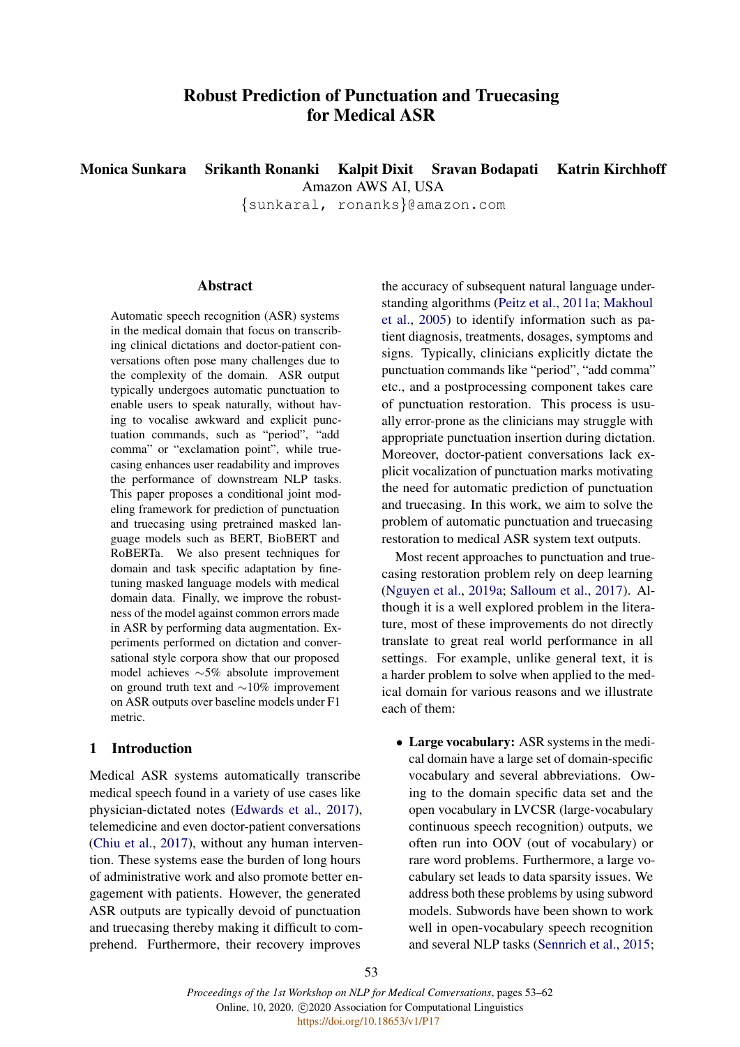# Robust Prediction of Punctuation and Truecasing for Medical ASR

**Monica Sunkara  Srikanth Ronanki  Kalpit Dixit  Sravan Bodapati  Katrin Kirchhoff**

Amazon AWS AI, USA

{sunkaral, ronanks}@amazon.com

## Abstract

Automatic speech recognition (ASR) systems in the medical domain that focus on transcribing clinical dictations and doctor-patient conversations often pose many challenges due to the complexity of the domain. ASR output typically undergoes automatic punctuation to enable users to speak naturally, without having to vocalise awkward and explicit punctuation commands, such as "period", "add comma" or "exclamation point", while truecasing enhances user readability and improves the performance of downstream NLP tasks. This paper proposes a conditional joint modeling framework for prediction of punctuation and truecasing using pretrained masked language models such as BERT, BioBERT and RoBERTa. We also present techniques for domain and task specific adaptation by fine-tuning masked language models with medical domain data. Finally, we improve the robustness of the model against common errors made in ASR by performing data augmentation. Experiments performed on dictation and conversational style corpora show that our proposed model achieves ∼5% absolute improvement on ground truth text and ∼10% improvement on ASR outputs over baseline models under F1 metric.

## 1 Introduction

Medical ASR systems automatically transcribe medical speech found in a variety of use cases like physician-dictated notes (Edwards et al., 2017), telemedicine and even doctor-patient conversations (Chiu et al., 2017), without any human intervention. These systems ease the burden of long hours of administrative work and also promote better engagement with patients. However, the generated ASR outputs are typically devoid of punctuation and truecasing thereby making it difficult to comprehend. Furthermore, their recovery improves the accuracy of subsequent natural language understanding algorithms (Peitz et al., 2011a; Makhoul et al., 2005) to identify information such as patient diagnosis, treatments, dosages, symptoms and signs. Typically, clinicians explicitly dictate the punctuation commands like "period", "add comma" etc., and a postprocessing component takes care of punctuation restoration. This process is usually error-prone as the clinicians may struggle with appropriate punctuation insertion during dictation. Moreover, doctor-patient conversations lack explicit vocalization of punctuation marks motivating the need for automatic prediction of punctuation and truecasing. In this work, we aim to solve the problem of automatic punctuation and truecasing restoration to medical ASR system text outputs.

Most recent approaches to punctuation and truecasing restoration problem rely on deep learning (Nguyen et al., 2019a; Salloum et al., 2017). Although it is a well explored problem in the literature, most of these improvements do not directly translate to great real world performance in all settings. For example, unlike general text, it is a harder problem to solve when applied to the medical domain for various reasons and we illustrate each of them:

- **Large vocabulary:** ASR systems in the medical domain have a large set of domain-specific vocabulary and several abbreviations. Owing to the domain specific data set and the open vocabulary in LVCSR (large-vocabulary continuous speech recognition) outputs, we often run into OOV (out of vocabulary) or rare word problems. Furthermore, a large vocabulary set leads to data sparsity issues. We address both these problems by using subword models. Subwords have been shown to work well in open-vocabulary speech recognition and several NLP tasks (Sennrich et al., 2015;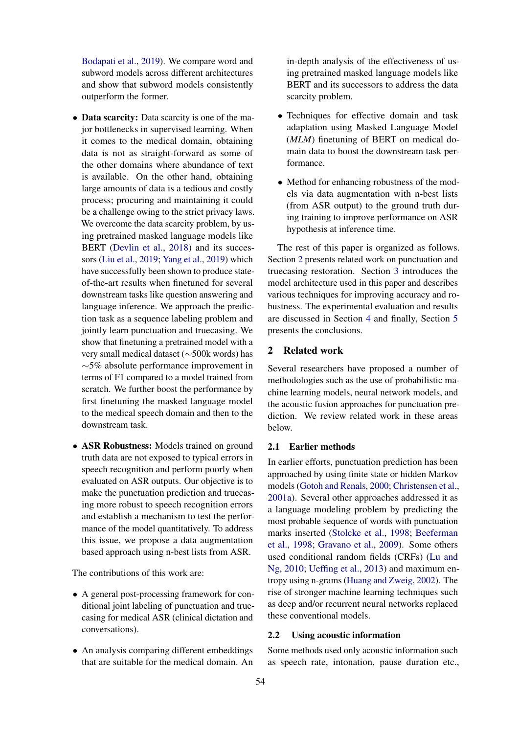Bodapati et al., 2019). We compare word and subword models across different architectures and show that subword models consistently outperform the former.

- **Data scarcity:** Data scarcity is one of the major bottlenecks in supervised learning. When it comes to the medical domain, obtaining data is not as straight-forward as some of the other domains where abundance of text is available. On the other hand, obtaining large amounts of data is a tedious and costly process; procuring and maintaining it could be a challenge owing to the strict privacy laws. We overcome the data scarcity problem, by using pretrained masked language models like BERT (Devlin et al., 2018) and its successors (Liu et al., 2019; Yang et al., 2019) which have successfully been shown to produce state-of-the-art results when finetuned for several downstream tasks like question answering and language inference. We approach the prediction task as a sequence labeling problem and jointly learn punctuation and truecasing. We show that finetuning a pretrained model with a very small medical dataset (∼500k words) has ∼5% absolute performance improvement in terms of F1 compared to a model trained from scratch. We further boost the performance by first finetuning the masked language model to the medical speech domain and then to the downstream task.

- **ASR Robustness:** Models trained on ground truth data are not exposed to typical errors in speech recognition and perform poorly when evaluated on ASR outputs. Our objective is to make the punctuation prediction and truecasing more robust to speech recognition errors and establish a mechanism to test the performance of the model quantitatively. To address this issue, we propose a data augmentation based approach using n-best lists from ASR.

The contributions of this work are:

- A general post-processing framework for conditional joint labeling of punctuation and truecasing for medical ASR (clinical dictation and conversations).

- An analysis comparing different embeddings that are suitable for the medical domain. An in-depth analysis of the effectiveness of using pretrained masked language models like BERT and its successors to address the data scarcity problem.

- Techniques for effective domain and task adaptation using Masked Language Model (*MLM*) finetuning of BERT on medical domain data to boost the downstream task performance.

- Method for enhancing robustness of the models via data augmentation with n-best lists (from ASR output) to the ground truth during training to improve performance on ASR hypothesis at inference time.

The rest of this paper is organized as follows. Section 2 presents related work on punctuation and truecasing restoration. Section 3 introduces the model architecture used in this paper and describes various techniques for improving accuracy and robustness. The experimental evaluation and results are discussed in Section 4 and finally, Section 5 presents the conclusions.

## 2 Related work

Several researchers have proposed a number of methodologies such as the use of probabilistic machine learning models, neural network models, and the acoustic fusion approaches for punctuation prediction. We review related work in these areas below.

### 2.1 Earlier methods

In earlier efforts, punctuation prediction has been approached by using finite state or hidden Markov models (Gotoh and Renals, 2000; Christensen et al., 2001a). Several other approaches addressed it as a language modeling problem by predicting the most probable sequence of words with punctuation marks inserted (Stolcke et al., 1998; Beeferman et al., 1998; Gravano et al., 2009). Some others used conditional random fields (CRFs) (Lu and Ng, 2010; Ueffing et al., 2013) and maximum entropy using n-grams (Huang and Zweig, 2002). The rise of stronger machine learning techniques such as deep and/or recurrent neural networks replaced these conventional models.

### 2.2 Using acoustic information

Some methods used only acoustic information such as speech rate, intonation, pause duration etc.,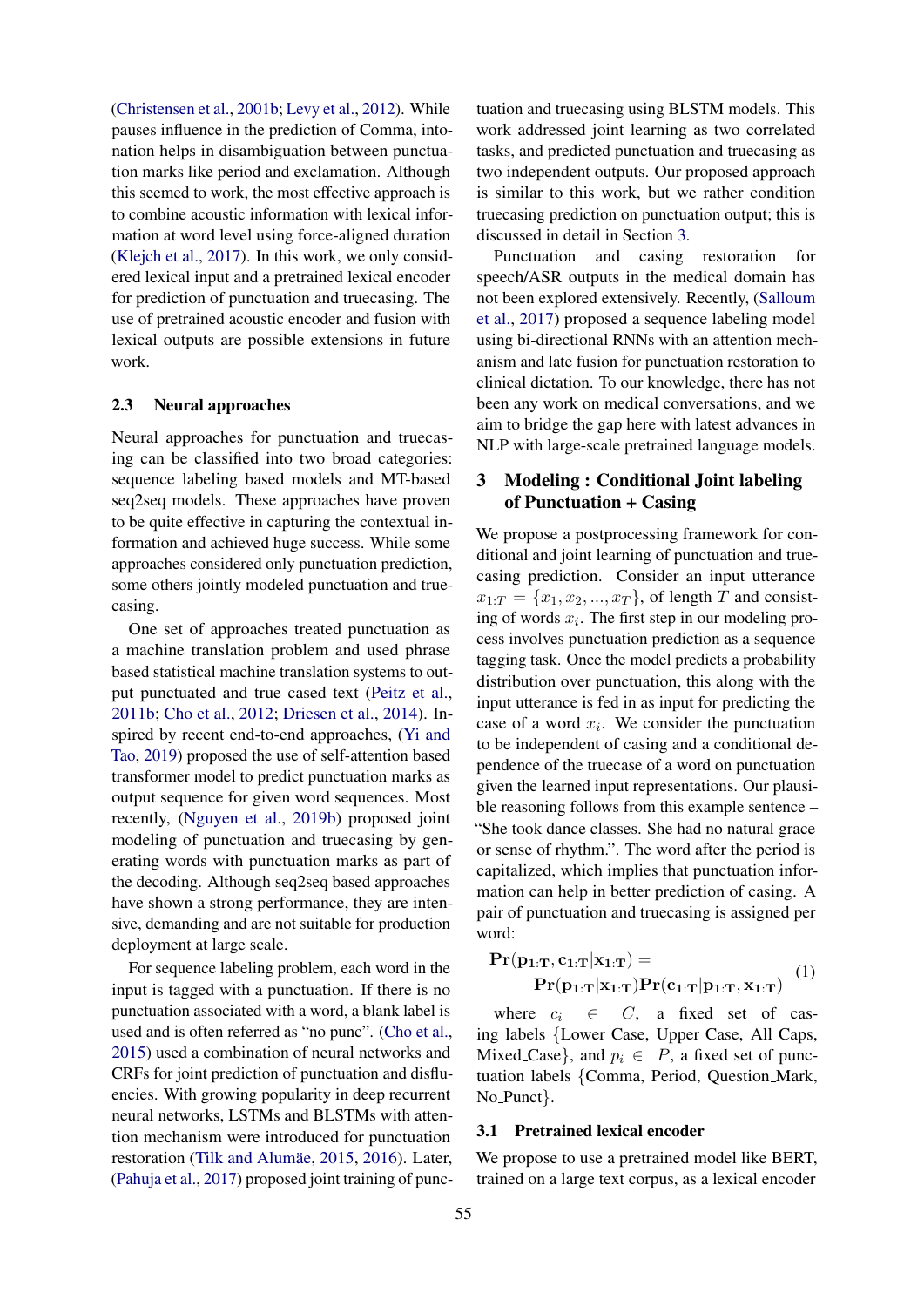(Christensen et al., 2001b; Levy et al., 2012). While pauses influence in the prediction of Comma, intonation helps in disambiguation between punctuation marks like period and exclamation. Although this seemed to work, the most effective approach is to combine acoustic information with lexical information at word level using force-aligned duration (Klejch et al., 2017). In this work, we only considered lexical input and a pretrained lexical encoder for prediction of punctuation and truecasing. The use of pretrained acoustic encoder and fusion with lexical outputs are possible extensions in future work.

### 2.3 Neural approaches

Neural approaches for punctuation and truecasing can be classified into two broad categories: sequence labeling based models and MT-based seq2seq models. These approaches have proven to be quite effective in capturing the contextual information and achieved huge success. While some approaches considered only punctuation prediction, some others jointly modeled punctuation and truecasing.

One set of approaches treated punctuation as a machine translation problem and used phrase based statistical machine translation systems to output punctuated and true cased text (Peitz et al., 2011b; Cho et al., 2012; Driesen et al., 2014). Inspired by recent end-to-end approaches, (Yi and Tao, 2019) proposed the use of self-attention based transformer model to predict punctuation marks as output sequence for given word sequences. Most recently, (Nguyen et al., 2019b) proposed joint modeling of punctuation and truecasing by generating words with punctuation marks as part of the decoding. Although seq2seq based approaches have shown a strong performance, they are intensive, demanding and are not suitable for production deployment at large scale.

For sequence labeling problem, each word in the input is tagged with a punctuation. If there is no punctuation associated with a word, a blank label is used and is often referred as "no punc". (Cho et al., 2015) used a combination of neural networks and CRFs for joint prediction of punctuation and disfluencies. With growing popularity in deep recurrent neural networks, LSTMs and BLSTMs with attention mechanism were introduced for punctuation restoration (Tilk and Alumäe, 2015, 2016). Later, (Pahuja et al., 2017) proposed joint training of punctuation and truecasing using BLSTM models. This work addressed joint learning as two correlated tasks, and predicted punctuation and truecasing as two independent outputs. Our proposed approach is similar to this work, but we rather condition truecasing prediction on punctuation output; this is discussed in detail in Section 3.

Punctuation and casing restoration for speech/ASR outputs in the medical domain has not been explored extensively. Recently, (Salloum et al., 2017) proposed a sequence labeling model using bi-directional RNNs with an attention mechanism and late fusion for punctuation restoration to clinical dictation. To our knowledge, there has not been any work on medical conversations, and we aim to bridge the gap here with latest advances in NLP with large-scale pretrained language models.

## 3 Modeling : Conditional Joint labeling of Punctuation + Casing

We propose a postprocessing framework for conditional and joint learning of punctuation and truecasing prediction. Consider an input utterance $x_{1:T} = \{x_1, x_2, ..., x_T\}$, of length $T$ and consisting of words $x_i$. The first step in our modeling process involves punctuation prediction as a sequence tagging task. Once the model predicts a probability distribution over punctuation, this along with the input utterance is fed in as input for predicting the case of a word $x_i$. We consider the punctuation to be independent of casing and a conditional dependence of the truecase of a word on punctuation given the learned input representations. Our plausible reasoning follows from this example sentence – "She took dance classes. She had no natural grace or sense of rhythm.". The word after the period is capitalized, which implies that punctuation information can help in better prediction of casing. A pair of punctuation and truecasing is assigned per word:

$$\mathbf{Pr}(\mathbf{p_{1:T}}, \mathbf{c_{1:T}}|\mathbf{x_{1:T}}) = \mathbf{Pr}(\mathbf{p_{1:T}}|\mathbf{x_{1:T}})\mathbf{Pr}(\mathbf{c_{1:T}}|\mathbf{p_{1:T}}, \mathbf{x_{1:T}}) \quad (1)$$

where $c_i \in C$, a fixed set of casing labels {Lower_Case, Upper_Case, All_Caps, Mixed_Case}, and $p_i \in P$, a fixed set of punctuation labels {Comma, Period, Question_Mark, No_Punct}.

### 3.1 Pretrained lexical encoder

We propose to use a pretrained model like BERT, trained on a large text corpus, as a lexical encoder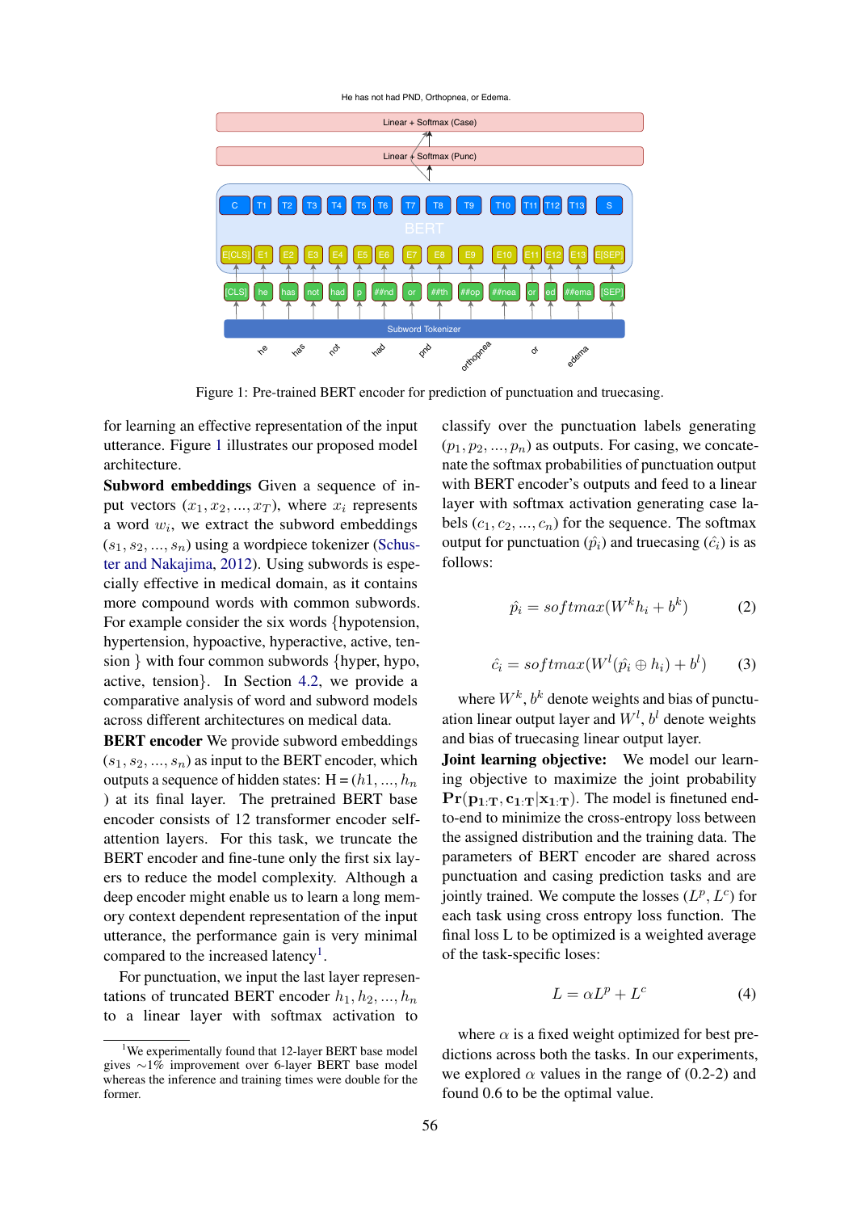Figure 1: Pre-trained BERT encoder for prediction of punctuation and truecasing.

for learning an effective representation of the input utterance. Figure 1 illustrates our proposed model architecture.

**Subword embeddings** Given a sequence of input vectors $(x_1, x_2, ..., x_T)$, where $x_i$ represents a word $w_i$, we extract the subword embeddings $(s_1, s_2, ..., s_n)$ using a wordpiece tokenizer (Schuster and Nakajima, 2012). Using subwords is especially effective in medical domain, as it contains more compound words with common subwords. For example consider the six words {hypotension, hypertension, hypoactive, hyperactive, active, tension } with four common subwords {hyper, hypo, active, tension}. In Section 4.2, we provide a comparative analysis of word and subword models across different architectures on medical data.

**BERT encoder** We provide subword embeddings $(s_1, s_2, ..., s_n)$ as input to the BERT encoder, which outputs a sequence of hidden states: H = $(h1, ..., h_n$ ) at its final layer. The pretrained BERT base encoder consists of 12 transformer encoder self-attention layers. For this task, we truncate the BERT encoder and fine-tune only the first six layers to reduce the model complexity. Although a deep encoder might enable us to learn a long memory context dependent representation of the input utterance, the performance gain is very minimal compared to the increased latency[1].

For punctuation, we input the last layer representations of truncated BERT encoder $h_1, h_2, ..., h_n$ to a linear layer with softmax activation to classify over the punctuation labels generating $(p_1, p_2, ..., p_n)$ as outputs. For casing, we concatenate the softmax probabilities of punctuation output with BERT encoder's outputs and feed to a linear layer with softmax activation generating case labels $(c_1, c_2, ..., c_n)$ for the sequence. The softmax output for punctuation $(\hat{p}_i)$ and truecasing $(\hat{c}_i)$ is as follows:

$$\hat{p}_i = softmax(W^k h_i + b^k) \tag{2}$$

$$\hat{c}_i = softmax(W^l(\hat{p}_i \oplus h_i) + b^l) \tag{3}$$

where $W^k$, $b^k$ denote weights and bias of punctuation linear output layer and $W^l$, $b^l$ denote weights and bias of truecasing linear output layer.

**Joint learning objective:** We model our learning objective to maximize the joint probability $\mathbf{Pr}(\mathbf{p_{1:T}}, \mathbf{c_{1:T}} | \mathbf{x_{1:T}})$. The model is finetuned end-to-end to minimize the cross-entropy loss between the assigned distribution and the training data. The parameters of BERT encoder are shared across punctuation and casing prediction tasks and are jointly trained. We compute the losses $(L^p, L^c)$ for each task using cross entropy loss function. The final loss L to be optimized is a weighted average of the task-specific losses:

$$L = \alpha L^p + L^c \tag{4}$$

where $\alpha$ is a fixed weight optimized for best predictions across both the tasks. In our experiments, we explored $\alpha$ values in the range of (0.2-2) and found 0.6 to be the optimal value.

[1] We experimentally found that 12-layer BERT base model gives $\sim$1% improvement over 6-layer BERT base model whereas the inference and training times were double for the former.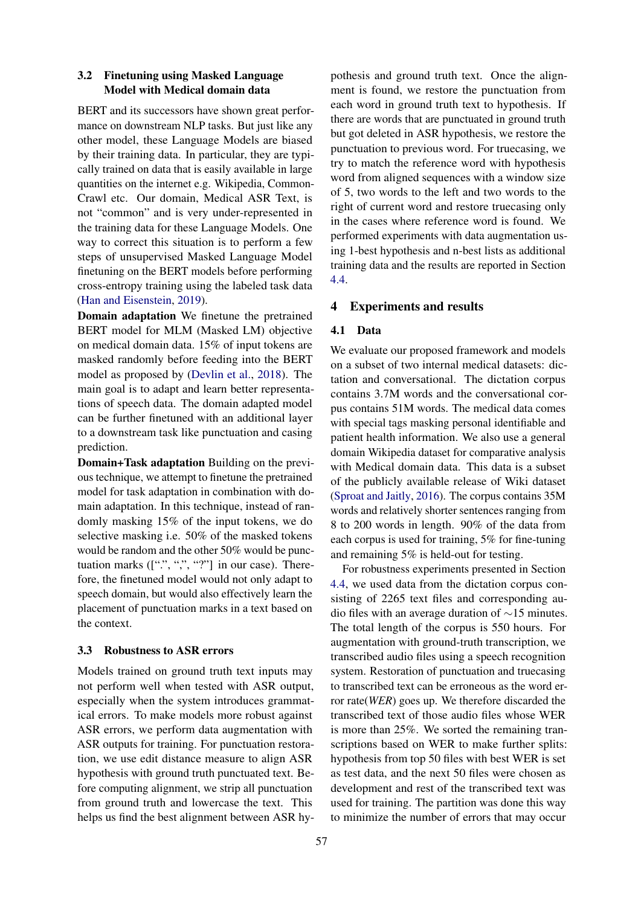### 3.2 Finetuning using Masked Language Model with Medical domain data

BERT and its successors have shown great performance on downstream NLP tasks. But just like any other model, these Language Models are biased by their training data. In particular, they are typically trained on data that is easily available in large quantities on the internet e.g. Wikipedia, CommonCrawl etc. Our domain, Medical ASR Text, is not "common" and is very under-represented in the training data for these Language Models. One way to correct this situation is to perform a few steps of unsupervised Masked Language Model finetuning on the BERT models before performing cross-entropy training using the labeled task data (Han and Eisenstein, 2019).

**Domain adaptation** We finetune the pretrained BERT model for MLM (Masked LM) objective on medical domain data. 15% of input tokens are masked randomly before feeding into the BERT model as proposed by (Devlin et al., 2018). The main goal is to adapt and learn better representations of speech data. The domain adapted model can be further finetuned with an additional layer to a downstream task like punctuation and casing prediction.

**Domain+Task adaptation** Building on the previous technique, we attempt to finetune the pretrained model for task adaptation in combination with domain adaptation. In this technique, instead of randomly masking 15% of the input tokens, we do selective masking i.e. 50% of the masked tokens would be random and the other 50% would be punctuation marks ([".", ",", "?"] in our case). Therefore, the finetuned model would not only adapt to speech domain, but would also effectively learn the placement of punctuation marks in a text based on the context.

### 3.3 Robustness to ASR errors

Models trained on ground truth text inputs may not perform well when tested with ASR output, especially when the system introduces grammatical errors. To make models more robust against ASR errors, we perform data augmentation with ASR outputs for training. For punctuation restoration, we use edit distance measure to align ASR hypothesis with ground truth punctuated text. Before computing alignment, we strip all punctuation from ground truth and lowercase the text. This helps us find the best alignment between ASR hypothesis and ground truth text. Once the alignment is found, we restore the punctuation from each word in ground truth text to hypothesis. If there were words that are punctuated in ground truth but got deleted in ASR hypothesis, we restore the punctuation to previous word. For truecasing, we try to match the reference word with hypothesis word from aligned sequences with a window size of 5, two words to the left and two words to the right of current word and restore truecasing only in the cases where reference word is found. We performed experiments with data augmentation using 1-best hypothesis and n-best lists as additional training data and the results are reported in Section 4.4.

## 4 Experiments and results

### 4.1 Data

We evaluate our proposed framework and models on a subset of two internal medical datasets: dictation and conversational. The dictation corpus contains 3.7M words and the conversational corpus contains 51M words. The medical data comes with special tags masking personal identifiable and patient health information. We also use a general domain Wikipedia dataset for comparative analysis with Medical domain data. This data is a subset of the publicly available release of Wiki dataset (Sproat and Jaitly, 2016). The corpus contains 35M words and relatively shorter sentences ranging from 8 to 200 words in length. 90% of the data from each corpus is used for training, 5% for fine-tuning and remaining 5% is held-out for testing.

For robustness experiments presented in Section 4.4, we used data from the dictation corpus consisting of 2265 text files and corresponding audio files with an average duration of ∼15 minutes. The total length of the corpus is 550 hours. For augmentation with ground-truth transcription, we transcribed audio files using a speech recognition system. Restoration of punctuation and truecasing to transcribed text can be erroneous as the word error rate(*WER*) goes up. We therefore discarded the transcribed text of those audio files whose WER is more than 25%. We sorted the remaining transcriptions based on WER to make further splits: hypothesis from top 50 files with best WER is set as test data, and the next 50 files were chosen as development and rest of the transcribed text was used for training. The partition was done this way to minimize the number of errors that may occur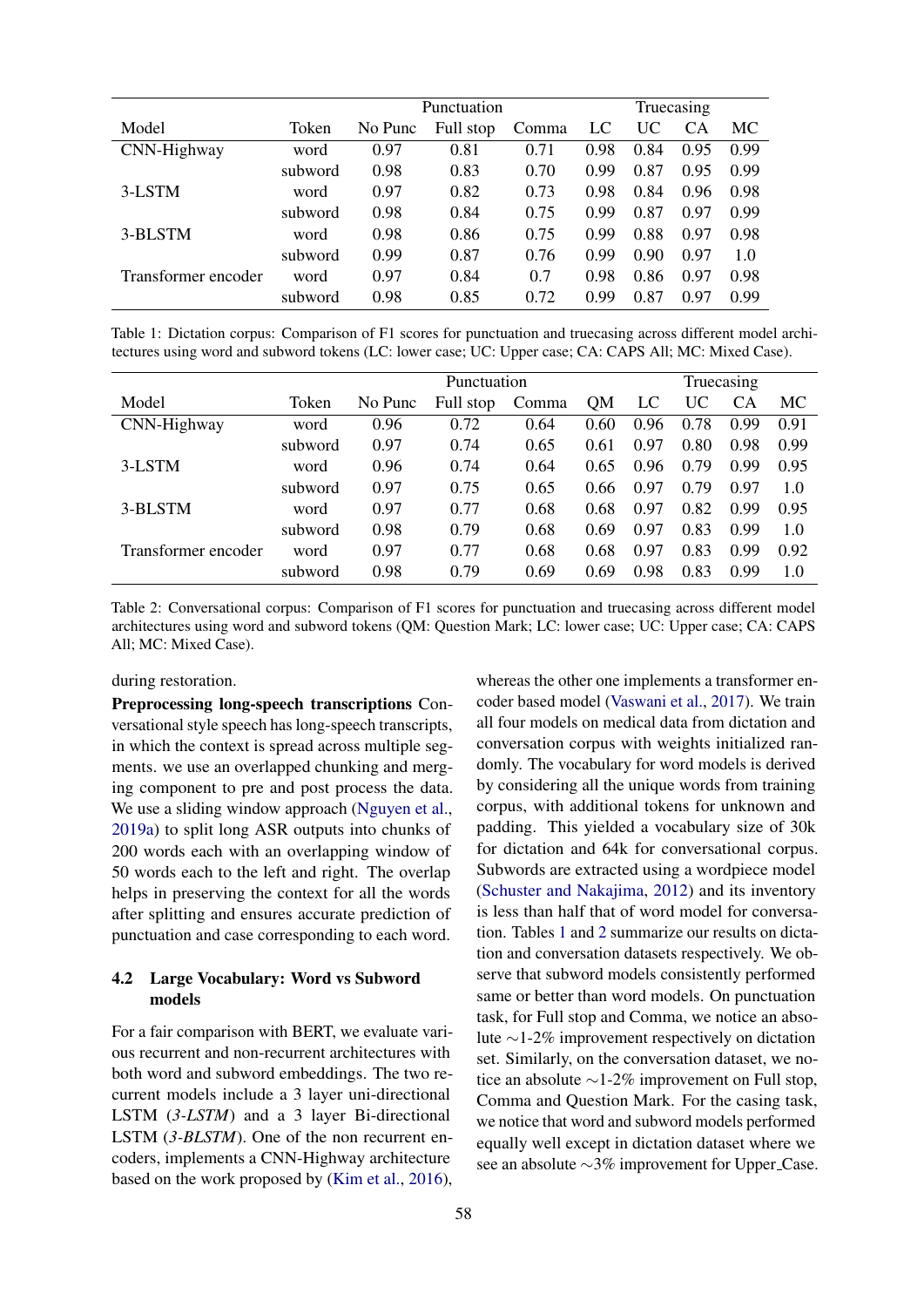| Model | Token | Punctuation | | | Truecasing | | | |
|---|---|---|---|---|---|---|---|---|
| | | No Punc | Full stop | Comma | LC | UC | CA | MC |
| CNN-Highway | word | 0.97 | 0.81 | 0.71 | 0.98 | 0.84 | 0.95 | 0.99 |
| | subword | 0.98 | 0.83 | 0.70 | 0.99 | 0.87 | 0.95 | 0.99 |
| 3-LSTM | word | 0.97 | 0.82 | 0.73 | 0.98 | 0.84 | 0.96 | 0.98 |
| | subword | 0.98 | 0.84 | 0.75 | 0.99 | 0.87 | 0.97 | 0.99 |
| 3-BLSTM | word | 0.98 | 0.86 | 0.75 | 0.99 | 0.88 | 0.97 | 0.98 |
| | subword | 0.99 | 0.87 | 0.76 | 0.99 | 0.90 | 0.97 | 1.0 |
| Transformer encoder | word | 0.97 | 0.84 | 0.7 | 0.98 | 0.86 | 0.97 | 0.98 |
| | subword | 0.98 | 0.85 | 0.72 | 0.99 | 0.87 | 0.97 | 0.99 |

Table 1: Dictation corpus: Comparison of F1 scores for punctuation and truecasing across different model architectures using word and subword tokens (LC: lower case; UC: Upper case; CA: CAPS All; MC: Mixed Case).

| Model | Token | Punctuation | | | | Truecasing | | | |
|---|---|---|---|---|---|---|---|---|---|
| | | No Punc | Full stop | Comma | QM | LC | UC | CA | MC |
| CNN-Highway | word | 0.96 | 0.72 | 0.64 | 0.60 | 0.96 | 0.78 | 0.99 | 0.91 |
| | subword | 0.97 | 0.74 | 0.65 | 0.61 | 0.97 | 0.80 | 0.98 | 0.99 |
| 3-LSTM | word | 0.96 | 0.74 | 0.64 | 0.65 | 0.96 | 0.79 | 0.99 | 0.95 |
| | subword | 0.97 | 0.75 | 0.65 | 0.66 | 0.97 | 0.79 | 0.97 | 1.0 |
| 3-BLSTM | word | 0.97 | 0.77 | 0.68 | 0.68 | 0.97 | 0.82 | 0.99 | 0.95 |
| | subword | 0.98 | 0.79 | 0.68 | 0.69 | 0.97 | 0.83 | 0.99 | 1.0 |
| Transformer encoder | word | 0.97 | 0.77 | 0.68 | 0.68 | 0.97 | 0.83 | 0.99 | 0.92 |
| | subword | 0.98 | 0.79 | 0.69 | 0.69 | 0.98 | 0.83 | 0.99 | 1.0 |

Table 2: Conversational corpus: Comparison of F1 scores for punctuation and truecasing across different model architectures using word and subword tokens (QM: Question Mark; LC: lower case; UC: Upper case; CA: CAPS All; MC: Mixed Case).

during restoration.

**Preprocessing long-speech transcriptions** Conversational style speech has long-speech transcripts, in which the context is spread across multiple segments. we use an overlapped chunking and merging component to pre and post process the data. We use a sliding window approach (Nguyen et al., 2019a) to split long ASR outputs into chunks of 200 words each with an overlapping window of 50 words each to the left and right. The overlap helps in preserving the context for all the words after splitting and ensures accurate prediction of punctuation and case corresponding to each word.

### 4.2 Large Vocabulary: Word vs Subword models

For a fair comparison with BERT, we evaluate various recurrent and non-recurrent architectures with both word and subword embeddings. The two recurrent models include a 3 layer uni-directional LSTM (*3-LSTM*) and a 3 layer Bi-directional LSTM (*3-BLSTM*). One of the non recurrent encoders, implements a CNN-Highway architecture based on the work proposed by (Kim et al., 2016), whereas the other one implements a transformer encoder based model (Vaswani et al., 2017). We train all four models on medical data from dictation and conversation corpus with weights initialized randomly. The vocabulary for word models is derived by considering all the unique words from training corpus, with additional tokens for unknown and padding. This yielded a vocabulary size of 30k for dictation and 64k for conversational corpus. Subwords are extracted using a wordpiece model (Schuster and Nakajima, 2012) and its inventory is less than half that of word model for conversation. Tables 1 and 2 summarize our results on dictation and conversation datasets respectively. We observe that subword models consistently performed same or better than word models. On punctuation task, for Full stop and Comma, we notice an absolute ∼1-2% improvement respectively on dictation set. Similarly, on the conversation dataset, we notice an absolute ∼1-2% improvement on Full stop, Comma and Question Mark. For the casing task, we notice that word and subword models performed equally well except in dictation dataset where we see an absolute ∼3% improvement for Upper_Case.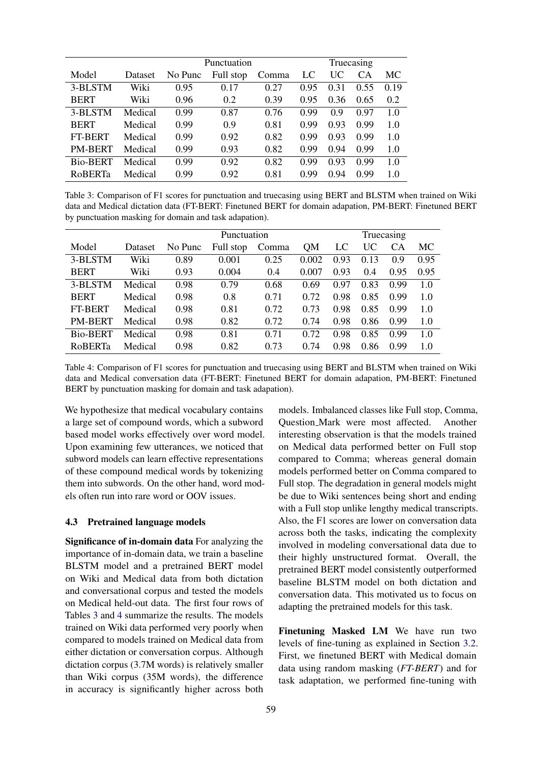| | | Punctuation | | | Truecasing | | | |
|---|---|---|---|---|---|---|---|---|
| Model | Dataset | No Punc | Full stop | Comma | LC | UC | CA | MC |
| 3-BLSTM | Wiki | 0.95 | 0.17 | 0.27 | 0.95 | 0.31 | 0.55 | 0.19 |
| BERT | Wiki | 0.96 | 0.2 | 0.39 | 0.95 | 0.36 | 0.65 | 0.2 |
| 3-BLSTM | Medical | 0.99 | 0.87 | 0.76 | 0.99 | 0.9 | 0.97 | 1.0 |
| BERT | Medical | 0.99 | 0.9 | 0.81 | 0.99 | 0.93 | 0.99 | 1.0 |
| FT-BERT | Medical | 0.99 | 0.92 | 0.82 | 0.99 | 0.93 | 0.99 | 1.0 |
| PM-BERT | Medical | 0.99 | 0.93 | 0.82 | 0.99 | 0.94 | 0.99 | 1.0 |
| Bio-BERT | Medical | 0.99 | 0.92 | 0.82 | 0.99 | 0.93 | 0.99 | 1.0 |
| RoBERTa | Medical | 0.99 | 0.92 | 0.81 | 0.99 | 0.94 | 0.99 | 1.0 |

Table 3: Comparison of F1 scores for punctuation and truecasing using BERT and BLSTM when trained on Wiki data and Medical dictation data (FT-BERT: Finetuned BERT for domain adapation, PM-BERT: Finetuned BERT by punctuation masking for domain and task adapation).

| | | Punctuation | | | | Truecasing | | | |
|---|---|---|---|---|---|---|---|---|---|
| Model | Dataset | No Punc | Full stop | Comma | QM | LC | UC | CA | MC |
| 3-BLSTM | Wiki | 0.89 | 0.001 | 0.25 | 0.002 | 0.93 | 0.13 | 0.9 | 0.95 |
| BERT | Wiki | 0.93 | 0.004 | 0.4 | 0.007 | 0.93 | 0.4 | 0.95 | 0.95 |
| 3-BLSTM | Medical | 0.98 | 0.79 | 0.68 | 0.69 | 0.97 | 0.83 | 0.99 | 1.0 |
| BERT | Medical | 0.98 | 0.8 | 0.71 | 0.72 | 0.98 | 0.85 | 0.99 | 1.0 |
| FT-BERT | Medical | 0.98 | 0.81 | 0.72 | 0.73 | 0.98 | 0.85 | 0.99 | 1.0 |
| PM-BERT | Medical | 0.98 | 0.82 | 0.72 | 0.74 | 0.98 | 0.86 | 0.99 | 1.0 |
| Bio-BERT | Medical | 0.98 | 0.81 | 0.71 | 0.72 | 0.98 | 0.85 | 0.99 | 1.0 |
| RoBERTa | Medical | 0.98 | 0.82 | 0.73 | 0.74 | 0.98 | 0.86 | 0.99 | 1.0 |

Table 4: Comparison of F1 scores for punctuation and truecasing using BERT and BLSTM when trained on Wiki data and Medical conversation data (FT-BERT: Finetuned BERT for domain adapation, PM-BERT: Finetuned BERT by punctuation masking for domain and task adapation).

We hypothesize that medical vocabulary contains a large set of compound words, which a subword based model works effectively over word model. Upon examining few utterances, we noticed that subword models can learn effective representations of these compound medical words by tokenizing them into subwords. On the other hand, word models often run into rare word or OOV issues.

### 4.3 Pretrained language models

**Significance of in-domain data** For analyzing the importance of in-domain data, we train a baseline BLSTM model and a pretrained BERT model on Wiki and Medical data from both dictation and conversational corpus and tested the models on Medical held-out data. The first four rows of Tables 3 and 4 summarize the results. The models trained on Wiki data performed very poorly when compared to models trained on Medical data from either dictation or conversation corpus. Although dictation corpus (3.7M words) is relatively smaller than Wiki corpus (35M words), the difference in accuracy is significantly higher across both models. Imbalanced classes like Full stop, Comma, Question_Mark were most affected. Another interesting observation is that the models trained on Medical data performed better on Full stop compared to Comma; whereas general domain models performed better on Comma compared to Full stop. The degradation in general models might be due to Wiki sentences being short and ending with a Full stop unlike lengthy medical transcripts. Also, the F1 scores are lower on conversation data across both the tasks, indicating the complexity involved in modeling conversational data due to their highly unstructured format. Overall, the pretrained BERT model consistently outperformed baseline BLSTM model on both dictation and conversation data. This motivated us to focus on adapting the pretrained models for this task.

**Finetuning Masked LM** We have run two levels of fine-tuning as explained in Section 3.2. First, we finetuned BERT with Medical domain data using random masking (*FT-BERT*) and for task adaptation, we performed fine-tuning with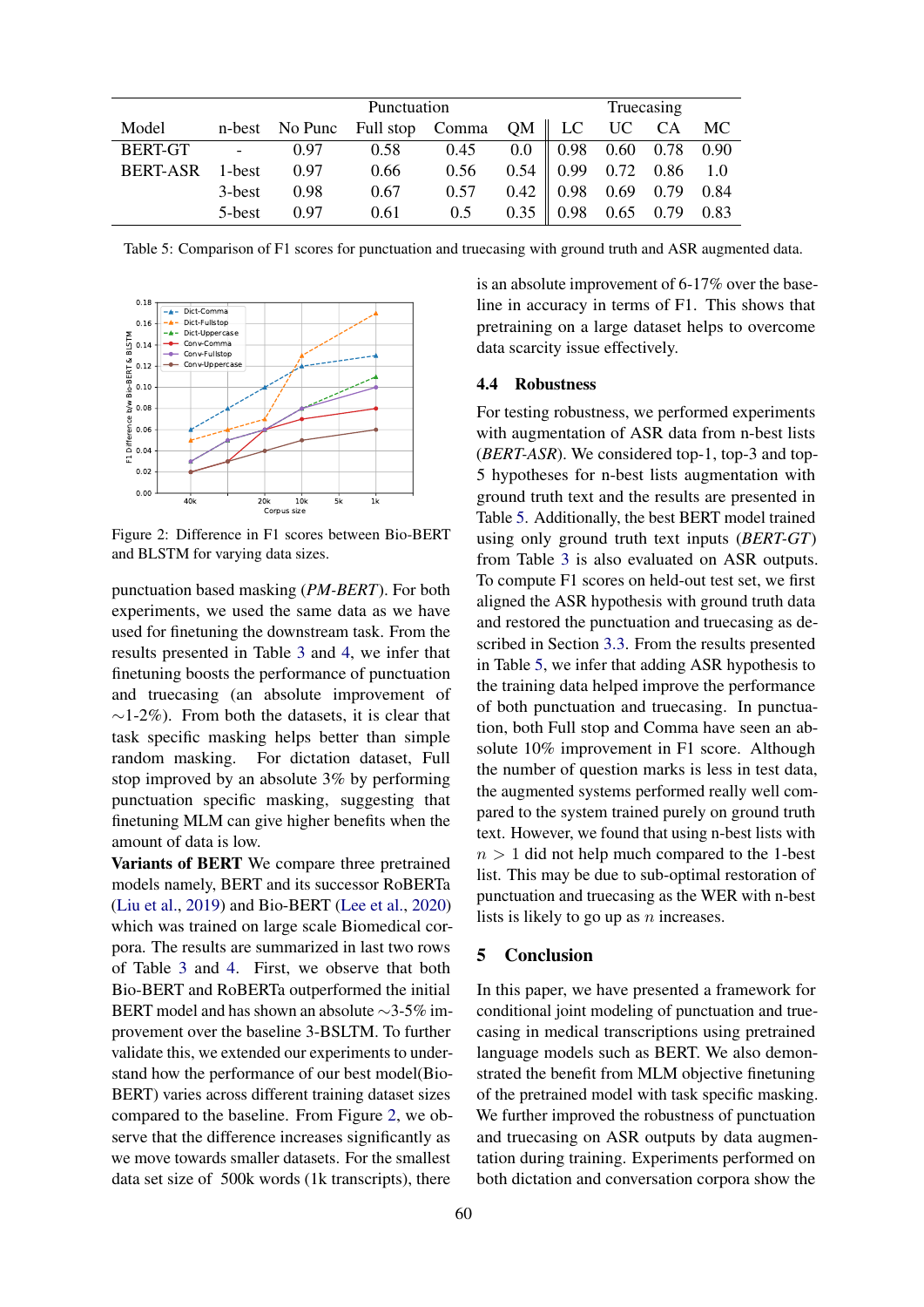| Model | n-best | Punctuation | | | | Truecasing | | | |
|---|---|---|---|---|---|---|---|---|---|
| | | No Punc | Full stop | Comma | QM | LC | UC | CA | MC |
| BERT-GT | - | 0.97 | 0.58 | 0.45 | 0.0 | 0.98 | 0.60 | 0.78 | 0.90 |
| BERT-ASR | 1-best | 0.97 | 0.66 | 0.56 | 0.54 | 0.99 | 0.72 | 0.86 | 1.0 |
| | 3-best | 0.98 | 0.67 | 0.57 | 0.42 | 0.98 | 0.69 | 0.79 | 0.84 |
| | 5-best | 0.97 | 0.61 | 0.5 | 0.35 | 0.98 | 0.65 | 0.79 | 0.83 |

Table 5: Comparison of F1 scores for punctuation and truecasing with ground truth and ASR augmented data.

Figure 2: Difference in F1 scores between Bio-BERT and BLSTM for varying data sizes.

punctuation based masking (*PM-BERT*). For both experiments, we used the same data as we have used for finetuning the downstream task. From the results presented in Table 3 and 4, we infer that finetuning boosts the performance of punctuation and truecasing (an absolute improvement of ∼1-2%). From both the datasets, it is clear that task specific masking helps better than simple random masking. For dictation dataset, Full stop improved by an absolute 3% by performing punctuation specific masking, suggesting that finetuning MLM can give higher benefits when the amount of data is low.

**Variants of BERT** We compare three pretrained models namely, BERT and its successor RoBERTa (Liu et al., 2019) and Bio-BERT (Lee et al., 2020) which was trained on large scale Biomedical corpora. The results are summarized in last two rows of Table 3 and 4. First, we observe that both Bio-BERT and RoBERTa outperformed the initial BERT model and has shown an absolute ∼3-5% improvement over the baseline 3-BSLTM. To further validate this, we extended our experiments to understand how the performance of our best model(Bio-BERT) varies across different training dataset sizes compared to the baseline. From Figure 2, we observe that the difference increases significantly as we move towards smaller datasets. For the smallest data set size of 500k words (1k transcripts), there is an absolute improvement of 6-17% over the baseline in accuracy in terms of F1. This shows that pretraining on a large dataset helps to overcome data scarcity issue effectively.

### 4.4 Robustness

For testing robustness, we performed experiments with augmentation of ASR data from n-best lists (*BERT-ASR*). We considered top-1, top-3 and top-5 hypotheses for n-best lists augmentation with ground truth text and the results are presented in Table 5. Additionally, the best BERT model trained using only ground truth text inputs (*BERT-GT*) from Table 3 is also evaluated on ASR outputs. To compute F1 scores on held-out test set, we first aligned the ASR hypothesis with ground truth data and restored the punctuation and truecasing as described in Section 3.3. From the results presented in Table 5, we infer that adding ASR hypothesis to the training data helped improve the performance of both punctuation and truecasing. In punctuation, both Full stop and Comma have seen an absolute 10% improvement in F1 score. Although the number of question marks is less in test data, the augmented systems performed really well compared to the system trained purely on ground truth text. However, we found that using n-best lists with $n > 1$ did not help much compared to the 1-best list. This may be due to sub-optimal restoration of punctuation and truecasing as the WER with n-best lists is likely to go up as $n$ increases.

## 5 Conclusion

In this paper, we have presented a framework for conditional joint modeling of punctuation and truecasing in medical transcriptions using pretrained language models such as BERT. We also demonstrated the benefit from MLM objective finetuning of the pretrained model with task specific masking. We further improved the robustness of punctuation and truecasing on ASR outputs by data augmentation during training. Experiments performed on both dictation and conversation corpora show the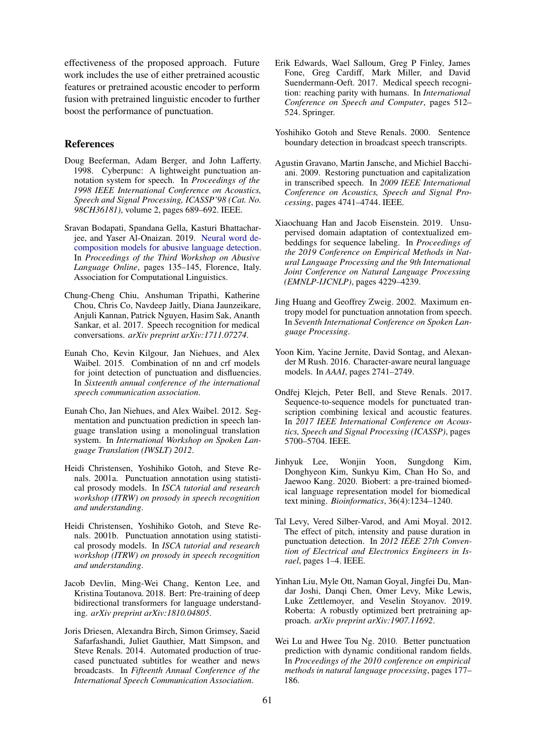effectiveness of the proposed approach. Future work includes the use of either pretrained acoustic features or pretrained acoustic encoder to perform fusion with pretrained linguistic encoder to further boost the performance of punctuation.

## References

Doug Beeferman, Adam Berger, and John Lafferty. 1998. Cyberpunc: A lightweight punctuation annotation system for speech. In *Proceedings of the 1998 IEEE International Conference on Acoustics, Speech and Signal Processing, ICASSP'98 (Cat. No. 98CH36181)*, volume 2, pages 689–692. IEEE.

Sravan Bodapati, Spandana Gella, Kasturi Bhattacharjee, and Yaser Al-Onaizan. 2019. Neural word decomposition models for abusive language detection. In *Proceedings of the Third Workshop on Abusive Language Online*, pages 135–145, Florence, Italy. Association for Computational Linguistics.

Chung-Cheng Chiu, Anshuman Tripathi, Katherine Chou, Chris Co, Navdeep Jaitly, Diana Jaunzeikare, Anjuli Kannan, Patrick Nguyen, Hasim Sak, Ananth Sankar, et al. 2017. Speech recognition for medical conversations. *arXiv preprint arXiv:1711.07274*.

Eunah Cho, Kevin Kilgour, Jan Niehues, and Alex Waibel. 2015. Combination of nn and crf models for joint detection of punctuation and disfluencies. In *Sixteenth annual conference of the international speech communication association*.

Eunah Cho, Jan Niehues, and Alex Waibel. 2012. Segmentation and punctuation prediction in speech language translation using a monolingual translation system. In *International Workshop on Spoken Language Translation (IWSLT) 2012*.

Heidi Christensen, Yoshihiko Gotoh, and Steve Renals. 2001a. Punctuation annotation using statistical prosody models. In *ISCA tutorial and research workshop (ITRW) on prosody in speech recognition and understanding*.

Heidi Christensen, Yoshihiko Gotoh, and Steve Renals. 2001b. Punctuation annotation using statistical prosody models. In *ISCA tutorial and research workshop (ITRW) on prosody in speech recognition and understanding*.

Jacob Devlin, Ming-Wei Chang, Kenton Lee, and Kristina Toutanova. 2018. Bert: Pre-training of deep bidirectional transformers for language understanding. *arXiv preprint arXiv:1810.04805*.

Joris Driesen, Alexandra Birch, Simon Grimsey, Saeid Safarfashandi, Juliet Gauthier, Matt Simpson, and Steve Renals. 2014. Automated production of true-cased punctuated subtitles for weather and news broadcasts. In *Fifteenth Annual Conference of the International Speech Communication Association*.

Erik Edwards, Wael Salloum, Greg P Finley, James Fone, Greg Cardiff, Mark Miller, and David Suendermann-Oeft. 2017. Medical speech recognition: reaching parity with humans. In *International Conference on Speech and Computer*, pages 512–524. Springer.

Yoshihiko Gotoh and Steve Renals. 2000. Sentence boundary detection in broadcast speech transcripts.

Agustin Gravano, Martin Jansche, and Michiel Bacchiani. 2009. Restoring punctuation and capitalization in transcribed speech. In *2009 IEEE International Conference on Acoustics, Speech and Signal Processing*, pages 4741–4744. IEEE.

Xiaochuang Han and Jacob Eisenstein. 2019. Unsupervised domain adaptation of contextualized embeddings for sequence labeling. In *Proceedings of the 2019 Conference on Empirical Methods in Natural Language Processing and the 9th International Joint Conference on Natural Language Processing (EMNLP-IJCNLP)*, pages 4229–4239.

Jing Huang and Geoffrey Zweig. 2002. Maximum entropy model for punctuation annotation from speech. In *Seventh International Conference on Spoken Language Processing*.

Yoon Kim, Yacine Jernite, David Sontag, and Alexander M Rush. 2016. Character-aware neural language models. In *AAAI*, pages 2741–2749.

Ondřej Klejch, Peter Bell, and Steve Renals. 2017. Sequence-to-sequence models for punctuated transcription combining lexical and acoustic features. In *2017 IEEE International Conference on Acoustics, Speech and Signal Processing (ICASSP)*, pages 5700–5704. IEEE.

Jinhyuk Lee, Wonjin Yoon, Sungdong Kim, Donghyeon Kim, Sunkyu Kim, Chan Ho So, and Jaewoo Kang. 2020. Biobert: a pre-trained biomedical language representation model for biomedical text mining. *Bioinformatics*, 36(4):1234–1240.

Tal Levy, Vered Silber-Varod, and Ami Moyal. 2012. The effect of pitch, intensity and pause duration in punctuation detection. In *2012 IEEE 27th Convention of Electrical and Electronics Engineers in Israel*, pages 1–4. IEEE.

Yinhan Liu, Myle Ott, Naman Goyal, Jingfei Du, Mandar Joshi, Danqi Chen, Omer Levy, Mike Lewis, Luke Zettlemoyer, and Veselin Stoyanov. 2019. Roberta: A robustly optimized bert pretraining approach. *arXiv preprint arXiv:1907.11692*.

Wei Lu and Hwee Tou Ng. 2010. Better punctuation prediction with dynamic conditional random fields. In *Proceedings of the 2010 conference on empirical methods in natural language processing*, pages 177–186.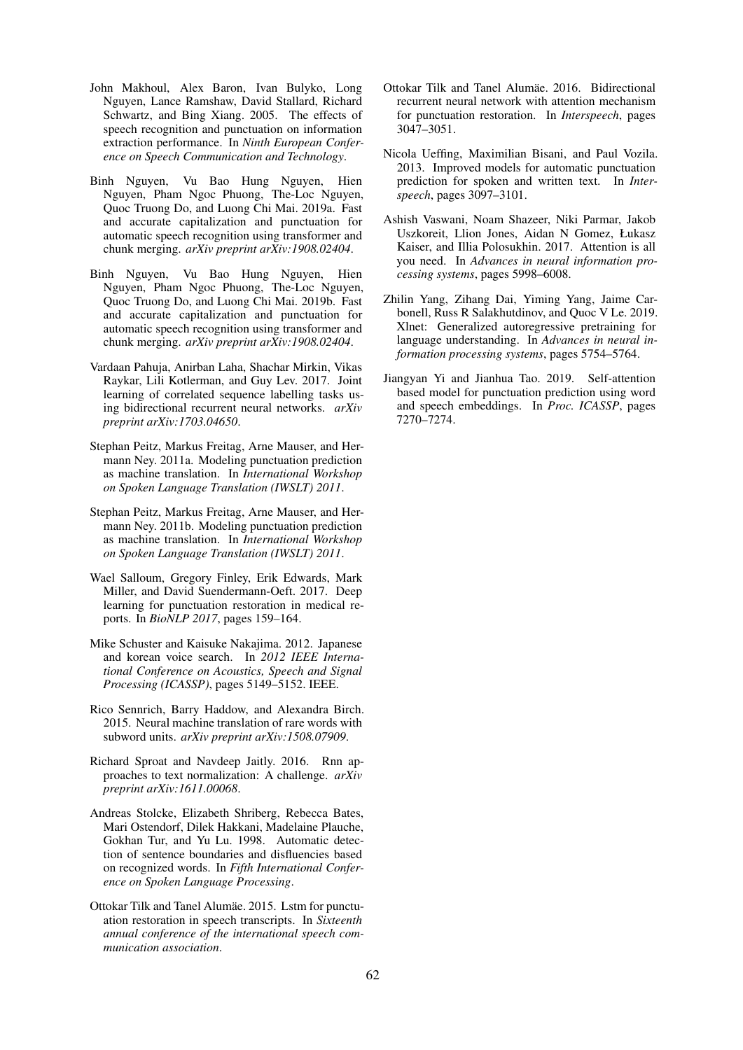John Makhoul, Alex Baron, Ivan Bulyko, Long Nguyen, Lance Ramshaw, David Stallard, Richard Schwartz, and Bing Xiang. 2005. The effects of speech recognition and punctuation on information extraction performance. In *Ninth European Conference on Speech Communication and Technology*.

Binh Nguyen, Vu Bao Hung Nguyen, Hien Nguyen, Pham Ngoc Phuong, The-Loc Nguyen, Quoc Truong Do, and Luong Chi Mai. 2019a. Fast and accurate capitalization and punctuation for automatic speech recognition using transformer and chunk merging. *arXiv preprint arXiv:1908.02404*.

Binh Nguyen, Vu Bao Hung Nguyen, Hien Nguyen, Pham Ngoc Phuong, The-Loc Nguyen, Quoc Truong Do, and Luong Chi Mai. 2019b. Fast and accurate capitalization and punctuation for automatic speech recognition using transformer and chunk merging. *arXiv preprint arXiv:1908.02404*.

Vardaan Pahuja, Anirban Laha, Shachar Mirkin, Vikas Raykar, Lili Kotlerman, and Guy Lev. 2017. Joint learning of correlated sequence labelling tasks using bidirectional recurrent neural networks. *arXiv preprint arXiv:1703.04650*.

Stephan Peitz, Markus Freitag, Arne Mauser, and Hermann Ney. 2011a. Modeling punctuation prediction as machine translation. In *International Workshop on Spoken Language Translation (IWSLT) 2011*.

Stephan Peitz, Markus Freitag, Arne Mauser, and Hermann Ney. 2011b. Modeling punctuation prediction as machine translation. In *International Workshop on Spoken Language Translation (IWSLT) 2011*.

Wael Salloum, Gregory Finley, Erik Edwards, Mark Miller, and David Suendermann-Oeft. 2017. Deep learning for punctuation restoration in medical reports. In *BioNLP 2017*, pages 159–164.

Mike Schuster and Kaisuke Nakajima. 2012. Japanese and korean voice search. In *2012 IEEE International Conference on Acoustics, Speech and Signal Processing (ICASSP)*, pages 5149–5152. IEEE.

Rico Sennrich, Barry Haddow, and Alexandra Birch. 2015. Neural machine translation of rare words with subword units. *arXiv preprint arXiv:1508.07909*.

Richard Sproat and Navdeep Jaitly. 2016. Rnn approaches to text normalization: A challenge. *arXiv preprint arXiv:1611.00068*.

Andreas Stolcke, Elizabeth Shriberg, Rebecca Bates, Mari Ostendorf, Dilek Hakkani, Madelaine Plauche, Gokhan Tur, and Yu Lu. 1998. Automatic detection of sentence boundaries and disfluencies based on recognized words. In *Fifth International Conference on Spoken Language Processing*.

Ottokar Tilk and Tanel Alumäe. 2015. Lstm for punctuation restoration in speech transcripts. In *Sixteenth annual conference of the international speech communication association*.

Ottokar Tilk and Tanel Alumäe. 2016. Bidirectional recurrent neural network with attention mechanism for punctuation restoration. In *Interspeech*, pages 3047–3051.

Nicola Ueffing, Maximilian Bisani, and Paul Vozila. 2013. Improved models for automatic punctuation prediction for spoken and written text. In *Interspeech*, pages 3097–3101.

Ashish Vaswani, Noam Shazeer, Niki Parmar, Jakob Uszkoreit, Llion Jones, Aidan N Gomez, Łukasz Kaiser, and Illia Polosukhin. 2017. Attention is all you need. In *Advances in neural information processing systems*, pages 5998–6008.

Zhilin Yang, Zihang Dai, Yiming Yang, Jaime Carbonell, Russ R Salakhutdinov, and Quoc V Le. 2019. Xlnet: Generalized autoregressive pretraining for language understanding. In *Advances in neural information processing systems*, pages 5754–5764.

Jiangyan Yi and Jianhua Tao. 2019. Self-attention based model for punctuation prediction using word and speech embeddings. In *Proc. ICASSP*, pages 7270–7274.